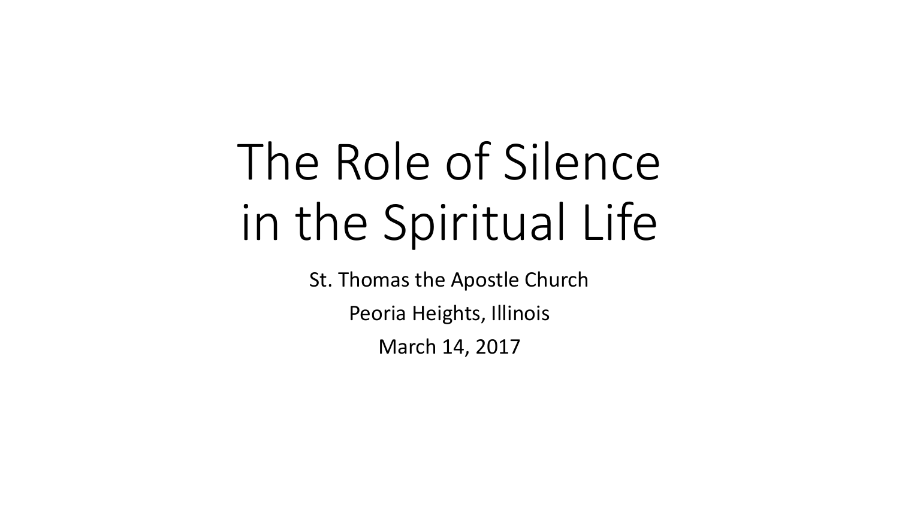# The Role of Silence in the Spiritual Life

St. Thomas the Apostle Church

Peoria Heights, Illinois

March 14, 2017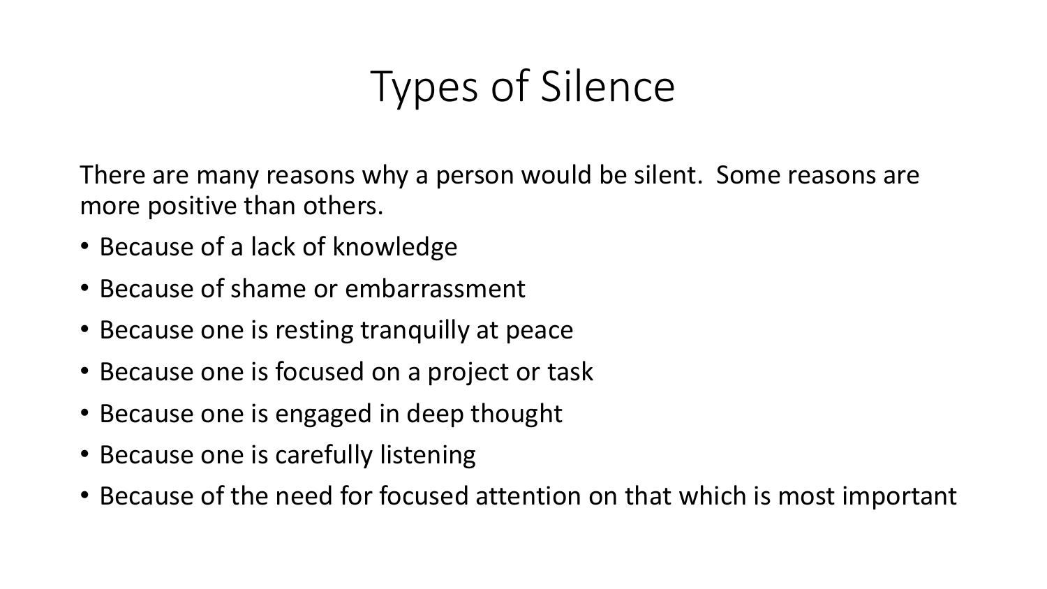# Types of Silence

There are many reasons why a person would be silent.  Some reasons are more positive than others.

- Because of a lack of knowledge
- Because of shame or embarrassment
- Because one is resting tranquilly at peace
- Because one is focused on a project or task
- Because one is engaged in deep thought
- Because one is carefully listening
- Because of the need for focused attention on that which is most important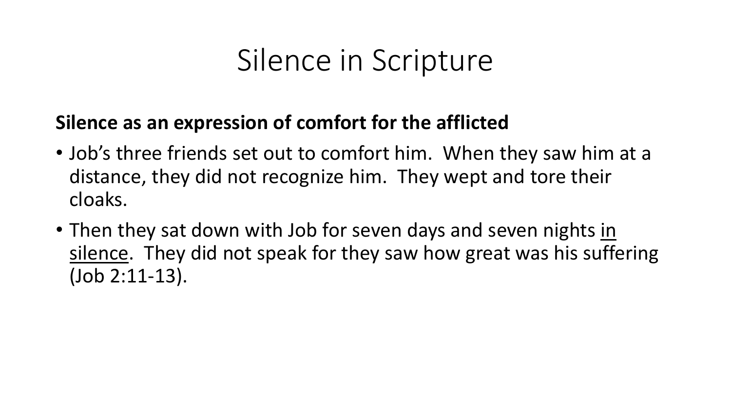# Silence in Scripture

**Silence as an expression of comfort for the afflicted**

- Job's three friends set out to comfort him. When they saw him at a distance, they did not recognize him. They wept and tore their cloaks.
- Then they sat down with Job for seven days and seven nights <u>in silence</u>. They did not speak for they saw how great was his suffering (Job 2:11-13).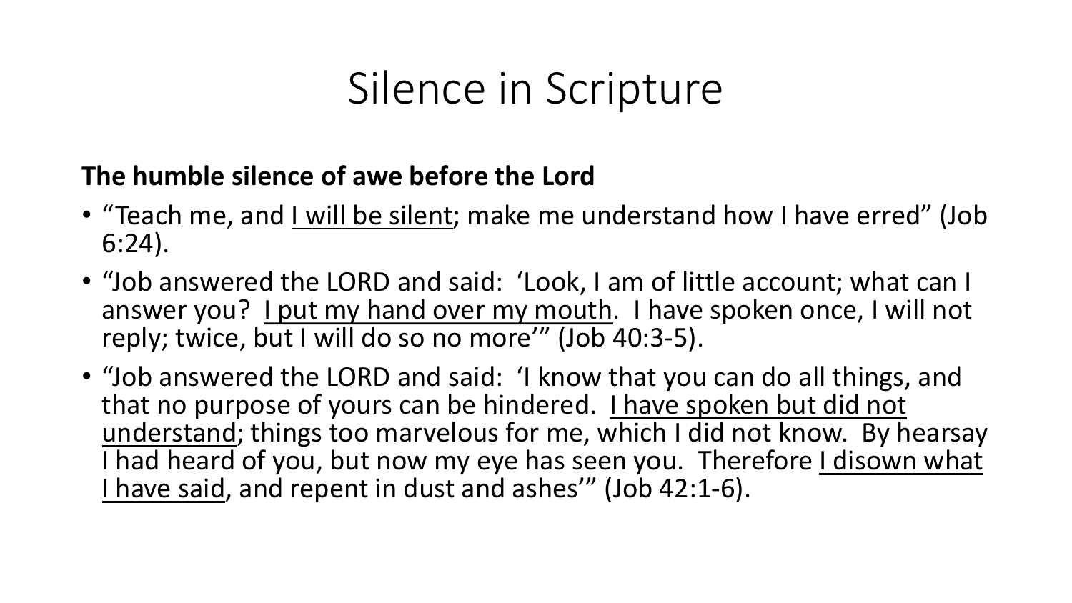# Silence in Scripture

**The humble silence of awe before the Lord**

- "Teach me, and <u>I will be silent</u>; make me understand how I have erred" (Job 6:24).
- "Job answered the LORD and said: 'Look, I am of little account; what can I answer you? <u>I put my hand over my mouth</u>. I have spoken once, I will not reply; twice, but I will do so no more'" (Job 40:3-5).
- "Job answered the LORD and said: 'I know that you can do all things, and that no purpose of yours can be hindered. <u>I have spoken but did not understand</u>; things too marvelous for me, which I did not know. By hearsay I had heard of you, but now my eye has seen you. Therefore <u>I disown what I have said</u>, and repent in dust and ashes'" (Job 42:1-6).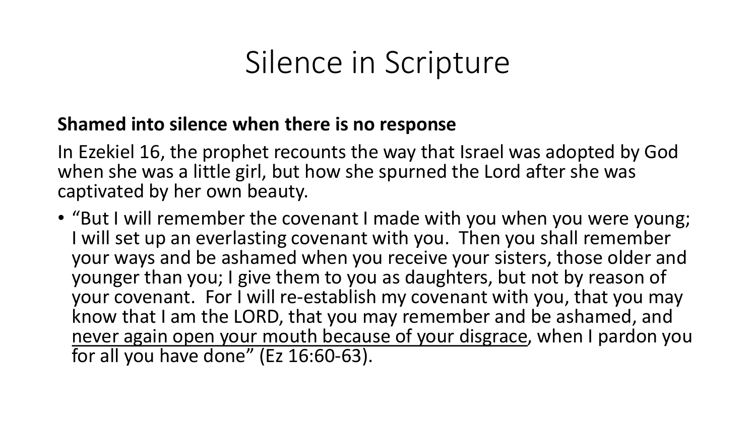# Silence in Scripture

**Shamed into silence when there is no response**

In Ezekiel 16, the prophet recounts the way that Israel was adopted by God when she was a little girl, but how she spurned the Lord after she was captivated by her own beauty.

- "But I will remember the covenant I made with you when you were young; I will set up an everlasting covenant with you. Then you shall remember your ways and be ashamed when you receive your sisters, those older and younger than you; I give them to you as daughters, but not by reason of your covenant. For I will re-establish my covenant with you, that you may know that I am the LORD, that you may remember and be ashamed, and <u>never again open your mouth because of your disgrace</u>, when I pardon you for all you have done" (Ez 16:60-63).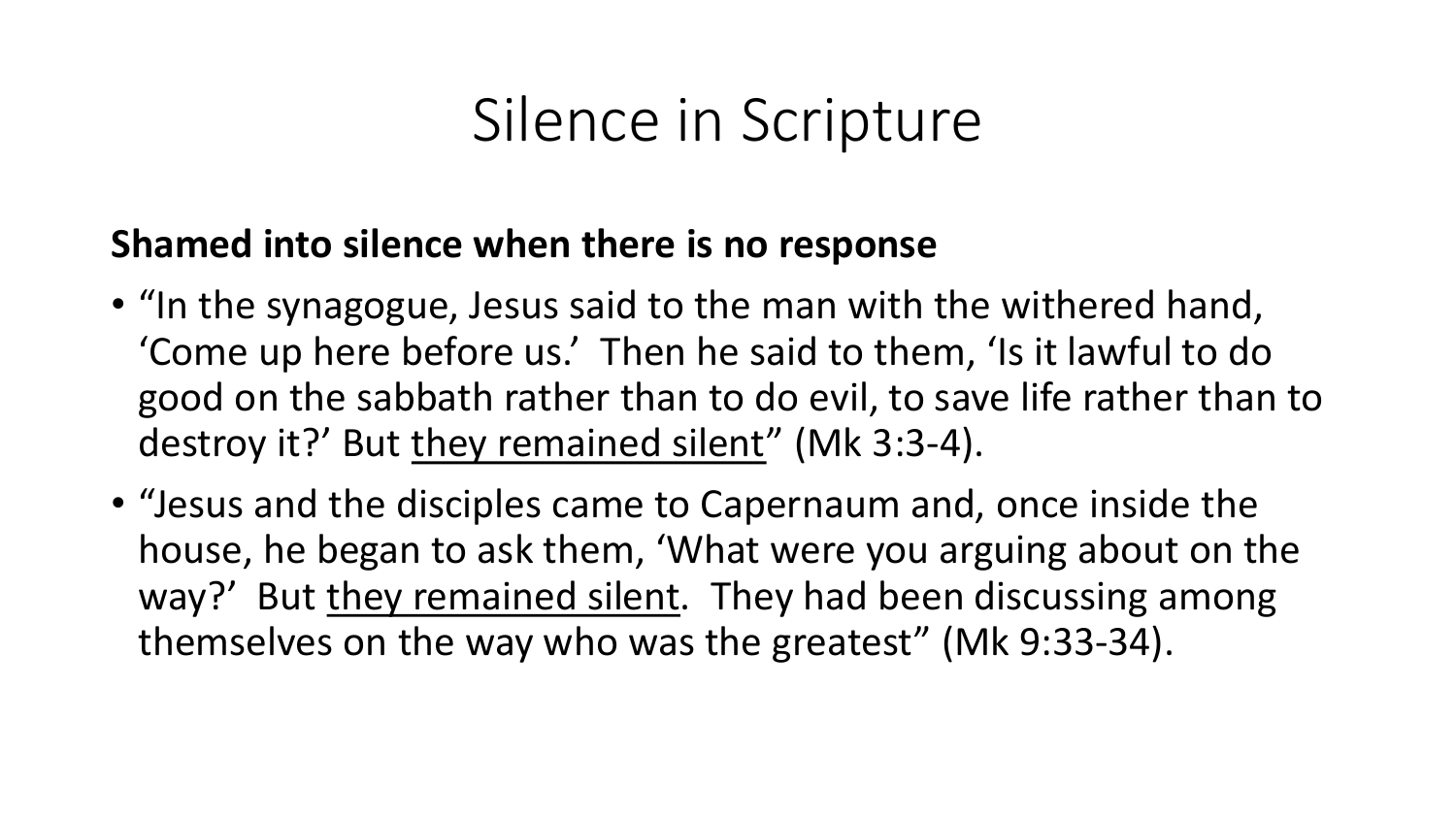# Silence in Scripture

**Shamed into silence when there is no response**

- "In the synagogue, Jesus said to the man with the withered hand, 'Come up here before us.' Then he said to them, 'Is it lawful to do good on the sabbath rather than to do evil, to save life rather than to destroy it?' But <u>they remained silent</u>" (Mk 3:3-4).
- "Jesus and the disciples came to Capernaum and, once inside the house, he began to ask them, 'What were you arguing about on the way?' But <u>they remained silent</u>. They had been discussing among themselves on the way who was the greatest" (Mk 9:33-34).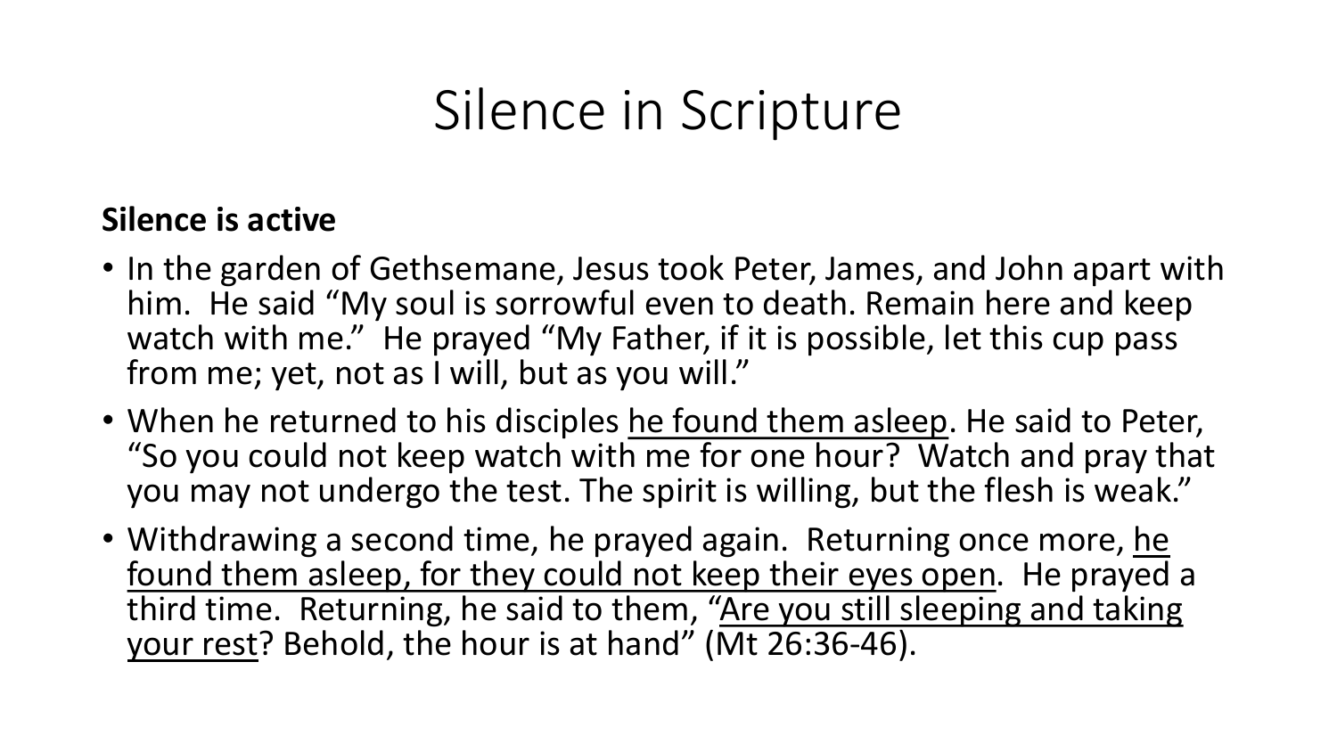# Silence in Scripture

**Silence is active**

- In the garden of Gethsemane, Jesus took Peter, James, and John apart with him. He said "My soul is sorrowful even to death. Remain here and keep watch with me." He prayed "My Father, if it is possible, let this cup pass from me; yet, not as I will, but as you will."
- When he returned to his disciples <u>he found them asleep</u>. He said to Peter, "So you could not keep watch with me for one hour? Watch and pray that you may not undergo the test. The spirit is willing, but the flesh is weak."
- Withdrawing a second time, he prayed again. Returning once more, <u>he found them asleep, for they could not keep their eyes open</u>. He prayed a third time. Returning, he said to them, "<u>Are you still sleeping and taking your rest</u>? Behold, the hour is at hand" (Mt 26:36-46).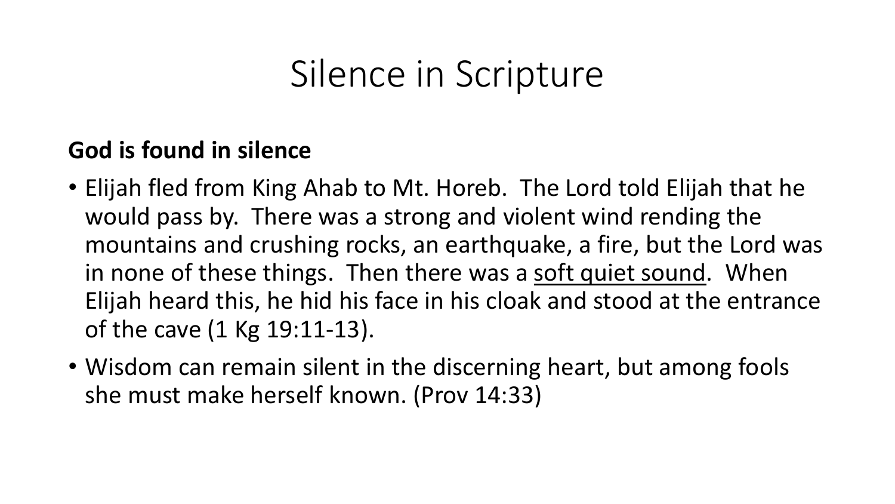# Silence in Scripture

**God is found in silence**

- Elijah fled from King Ahab to Mt. Horeb. The Lord told Elijah that he would pass by. There was a strong and violent wind rending the mountains and crushing rocks, an earthquake, a fire, but the Lord was in none of these things. Then there was a <u>soft quiet sound</u>. When Elijah heard this, he hid his face in his cloak and stood at the entrance of the cave (1 Kg 19:11-13).
- Wisdom can remain silent in the discerning heart, but among fools she must make herself known. (Prov 14:33)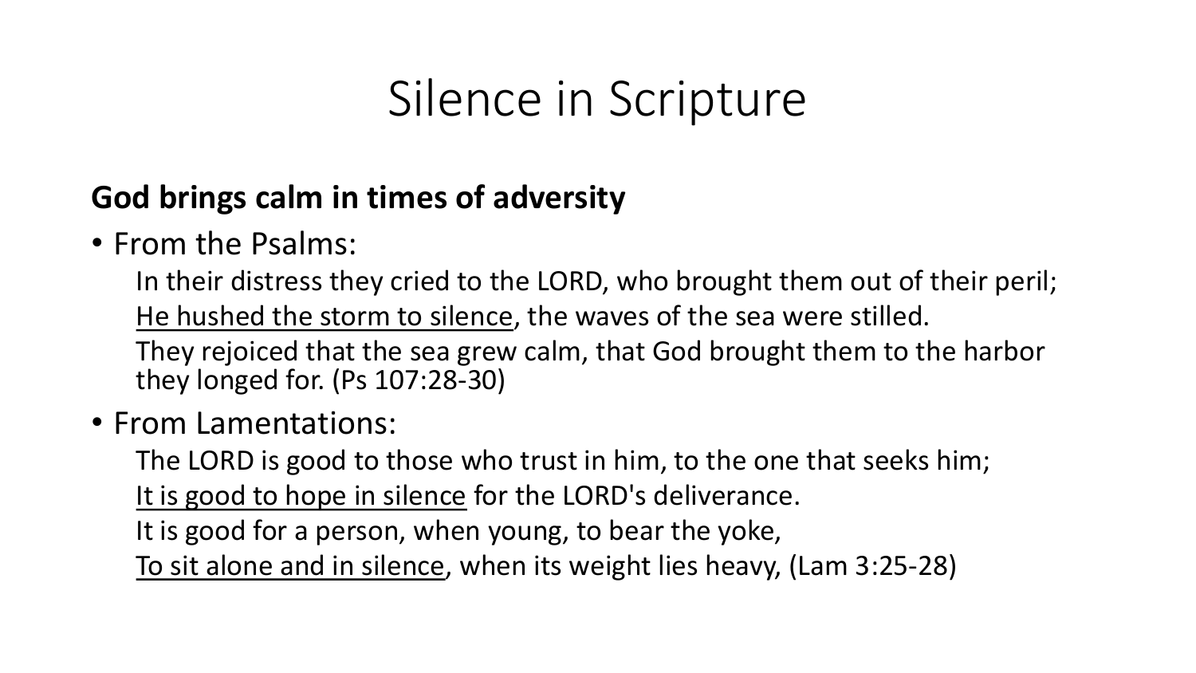# Silence in Scripture

**God brings calm in times of adversity**

- From the Psalms:

  In their distress they cried to the LORD, who brought them out of their peril;
  <u>He hushed the storm to silence</u>, the waves of the sea were stilled.
  They rejoiced that the sea grew calm, that God brought them to the harbor they longed for. (Ps 107:28-30)

- From Lamentations:

  The LORD is good to those who trust in him, to the one that seeks him;
  <u>It is good to hope in silence</u> for the LORD's deliverance.
  It is good for a person, when young, to bear the yoke,
  <u>To sit alone and in silence</u>, when its weight lies heavy, (Lam 3:25-28)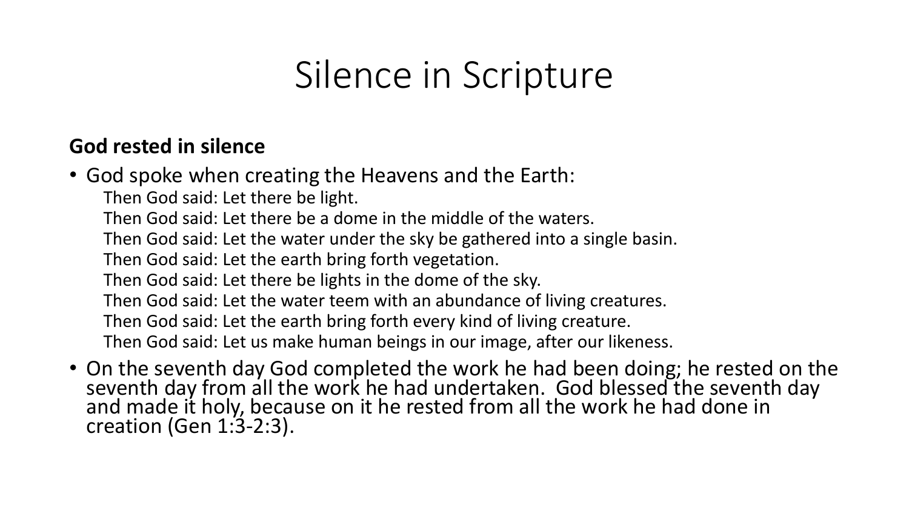# Silence in Scripture

**God rested in silence**

- God spoke when creating the Heavens and the Earth:

  Then God said: Let there be light.
  Then God said: Let there be a dome in the middle of the waters.
  Then God said: Let the water under the sky be gathered into a single basin.
  Then God said: Let the earth bring forth vegetation.
  Then God said: Let there be lights in the dome of the sky.
  Then God said: Let the water teem with an abundance of living creatures.
  Then God said: Let the earth bring forth every kind of living creature.
  Then God said: Let us make human beings in our image, after our likeness.

- On the seventh day God completed the work he had been doing; he rested on the seventh day from all the work he had undertaken. God blessed the seventh day and made it holy, because on it he rested from all the work he had done in creation (Gen 1:3-2:3).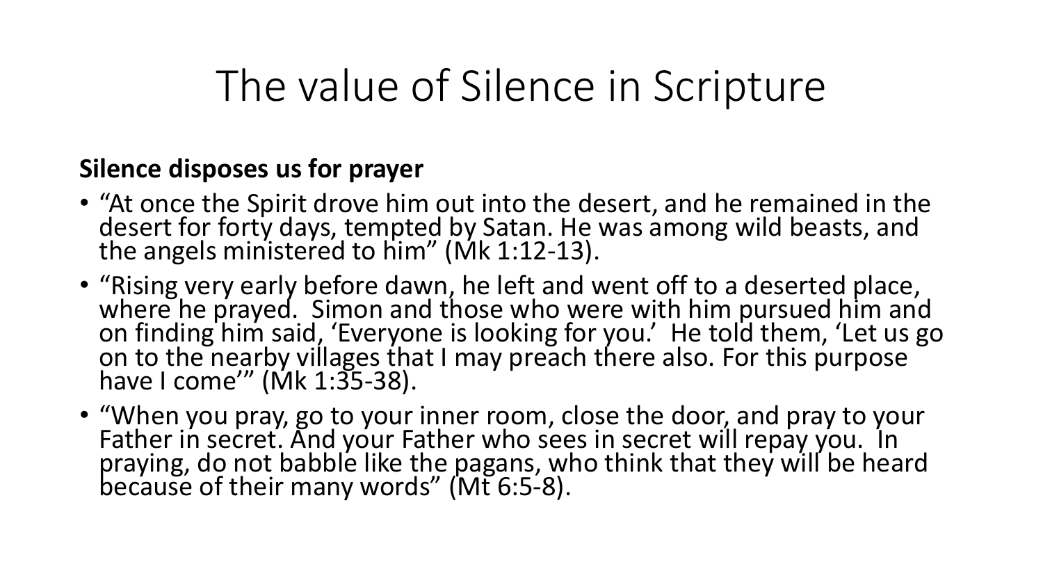# The value of Silence in Scripture

**Silence disposes us for prayer**

- "At once the Spirit drove him out into the desert, and he remained in the desert for forty days, tempted by Satan. He was among wild beasts, and the angels ministered to him" (Mk 1:12-13).
- "Rising very early before dawn, he left and went off to a deserted place, where he prayed. Simon and those who were with him pursued him and on finding him said, 'Everyone is looking for you.' He told them, 'Let us go on to the nearby villages that I may preach there also. For this purpose have I come'" (Mk 1:35-38).
- "When you pray, go to your inner room, close the door, and pray to your Father in secret. And your Father who sees in secret will repay you. In praying, do not babble like the pagans, who think that they will be heard because of their many words" (Mt 6:5-8).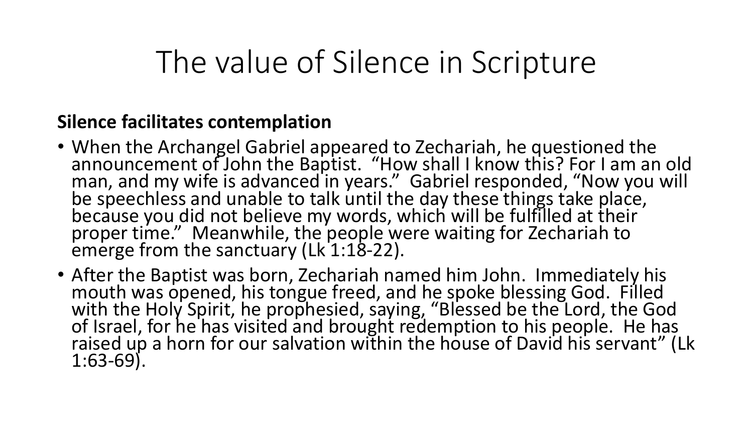# The value of Silence in Scripture

**Silence facilitates contemplation**

- When the Archangel Gabriel appeared to Zechariah, he questioned the announcement of John the Baptist. "How shall I know this? For I am an old man, and my wife is advanced in years." Gabriel responded, "Now you will be speechless and unable to talk until the day these things take place, because you did not believe my words, which will be fulfilled at their proper time." Meanwhile, the people were waiting for Zechariah to emerge from the sanctuary (Lk 1:18-22).
- After the Baptist was born, Zechariah named him John. Immediately his mouth was opened, his tongue freed, and he spoke blessing God. Filled with the Holy Spirit, he prophesied, saying, "Blessed be the Lord, the God of Israel, for he has visited and brought redemption to his people. He has raised up a horn for our salvation within the house of David his servant" (Lk 1:63-69).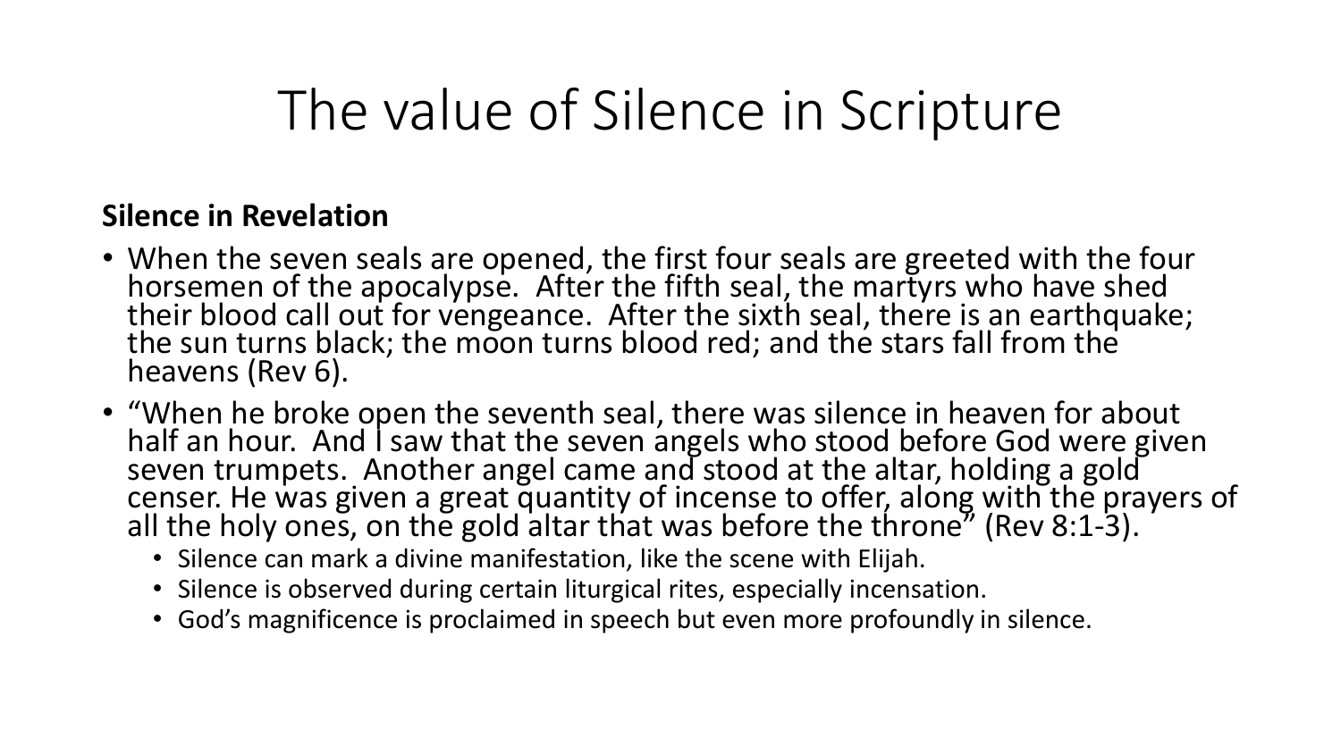# The value of Silence in Scripture

**Silence in Revelation**

- When the seven seals are opened, the first four seals are greeted with the four horsemen of the apocalypse. After the fifth seal, the martyrs who have shed their blood call out for vengeance. After the sixth seal, there is an earthquake; the sun turns black; the moon turns blood red; and the stars fall from the heavens (Rev 6).
- "When he broke open the seventh seal, there was silence in heaven for about half an hour. And I saw that the seven angels who stood before God were given seven trumpets. Another angel came and stood at the altar, holding a gold censer. He was given a great quantity of incense to offer, along with the prayers of all the holy ones, on the gold altar that was before the throne" (Rev 8:1-3).
  - Silence can mark a divine manifestation, like the scene with Elijah.
  - Silence is observed during certain liturgical rites, especially incensation.
  - God's magnificence is proclaimed in speech but even more profoundly in silence.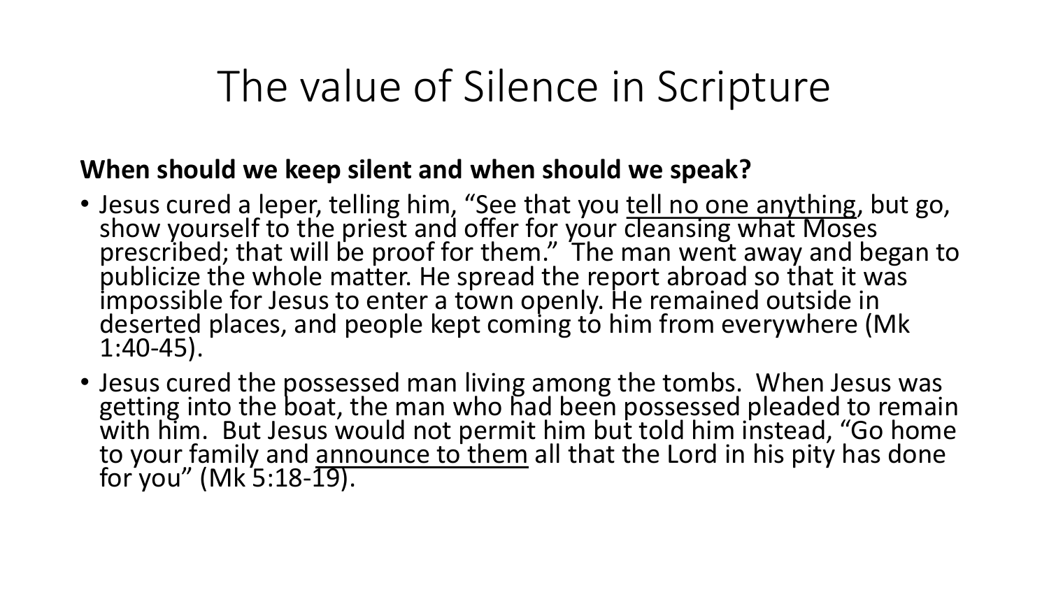# The value of Silence in Scripture

**When should we keep silent and when should we speak?**

- Jesus cured a leper, telling him, “See that you <u>tell no one anything</u>, but go, show yourself to the priest and offer for your cleansing what Moses prescribed; that will be proof for them.” The man went away and began to publicize the whole matter. He spread the report abroad so that it was impossible for Jesus to enter a town openly. He remained outside in deserted places, and people kept coming to him from everywhere (Mk 1:40-45).
- Jesus cured the possessed man living among the tombs. When Jesus was getting into the boat, the man who had been possessed pleaded to remain with him. But Jesus would not permit him but told him instead, “Go home to your family and <u>announce to them</u> all that the Lord in his pity has done for you” (Mk 5:18-19).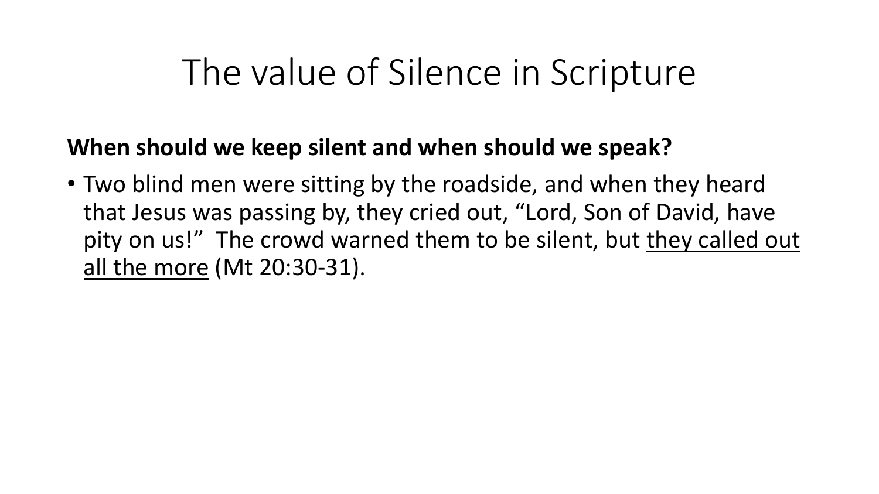# The value of Silence in Scripture

**When should we keep silent and when should we speak?**

- Two blind men were sitting by the roadside, and when they heard that Jesus was passing by, they cried out, "Lord, Son of David, have pity on us!" The crowd warned them to be silent, but <u>they called out all the more</u> (Mt 20:30-31).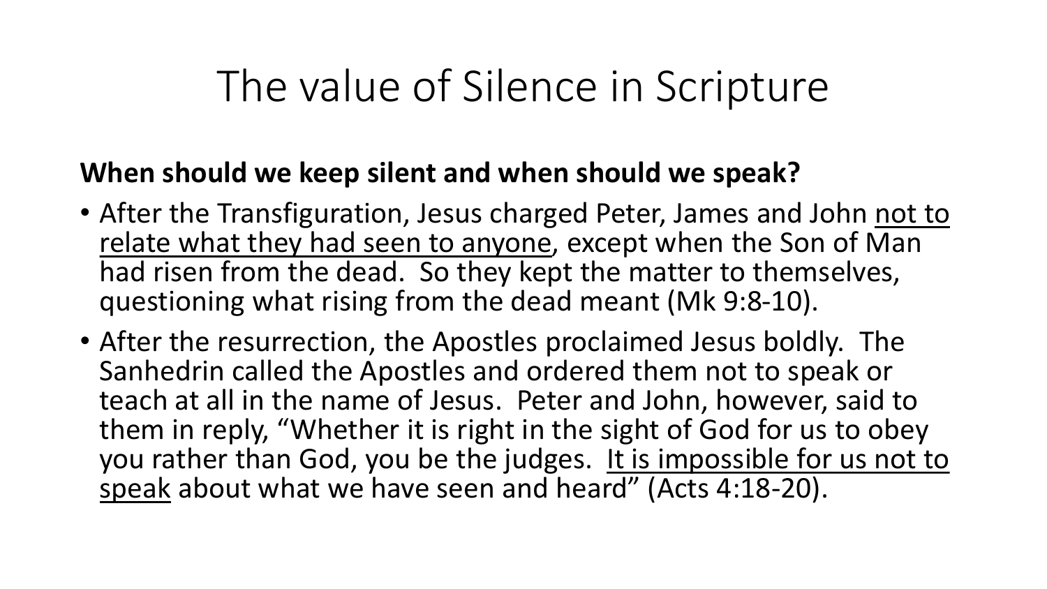# The value of Silence in Scripture

**When should we keep silent and when should we speak?**

- After the Transfiguration, Jesus charged Peter, James and John <u>not to relate what they had seen to anyone</u>, except when the Son of Man had risen from the dead. So they kept the matter to themselves, questioning what rising from the dead meant (Mk 9:8-10).
- After the resurrection, the Apostles proclaimed Jesus boldly. The Sanhedrin called the Apostles and ordered them not to speak or teach at all in the name of Jesus. Peter and John, however, said to them in reply, "Whether it is right in the sight of God for us to obey you rather than God, you be the judges. <u>It is impossible for us not to speak</u> about what we have seen and heard" (Acts 4:18-20).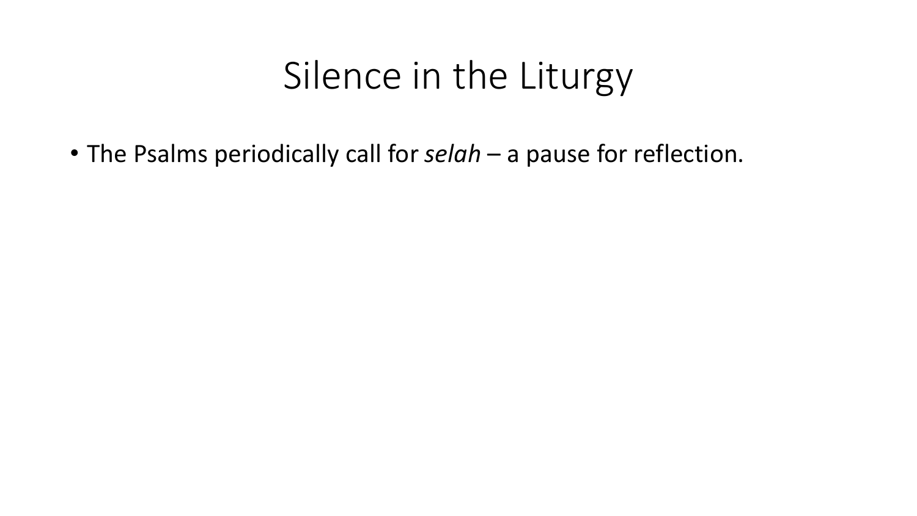# Silence in the Liturgy

- The Psalms periodically call for *selah* – a pause for reflection.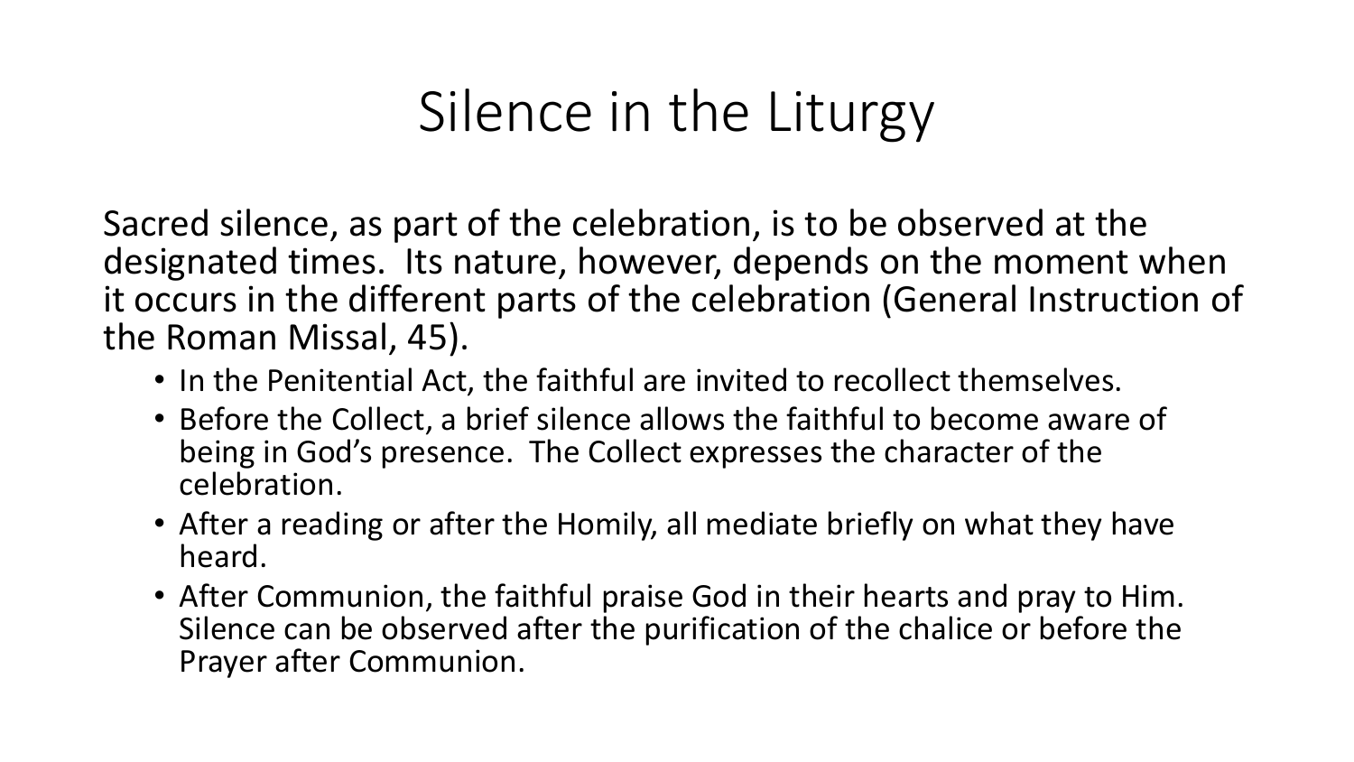# Silence in the Liturgy

Sacred silence, as part of the celebration, is to be observed at the designated times. Its nature, however, depends on the moment when it occurs in the different parts of the celebration (General Instruction of the Roman Missal, 45).

- In the Penitential Act, the faithful are invited to recollect themselves.
- Before the Collect, a brief silence allows the faithful to become aware of being in God's presence. The Collect expresses the character of the celebration.
- After a reading or after the Homily, all mediate briefly on what they have heard.
- After Communion, the faithful praise God in their hearts and pray to Him. Silence can be observed after the purification of the chalice or before the Prayer after Communion.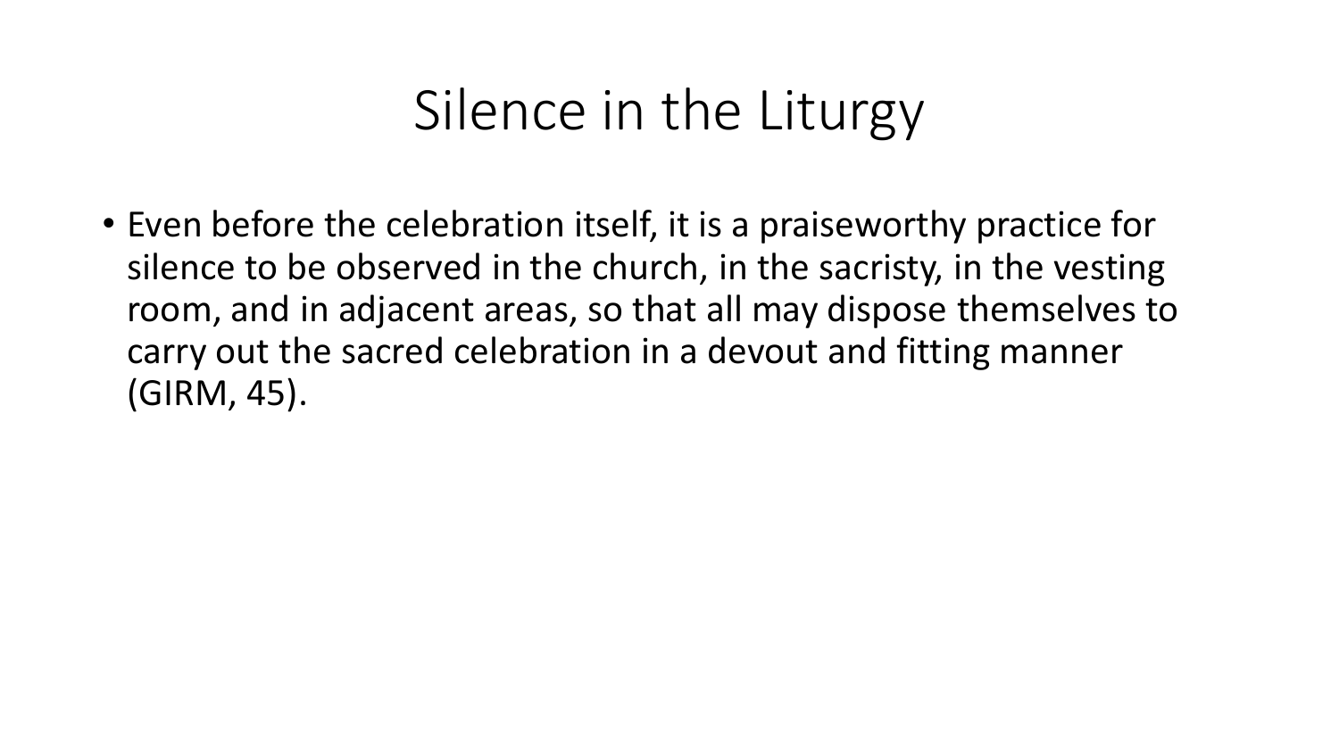# Silence in the Liturgy

- Even before the celebration itself, it is a praiseworthy practice for silence to be observed in the church, in the sacristy, in the vesting room, and in adjacent areas, so that all may dispose themselves to carry out the sacred celebration in a devout and fitting manner (GIRM, 45).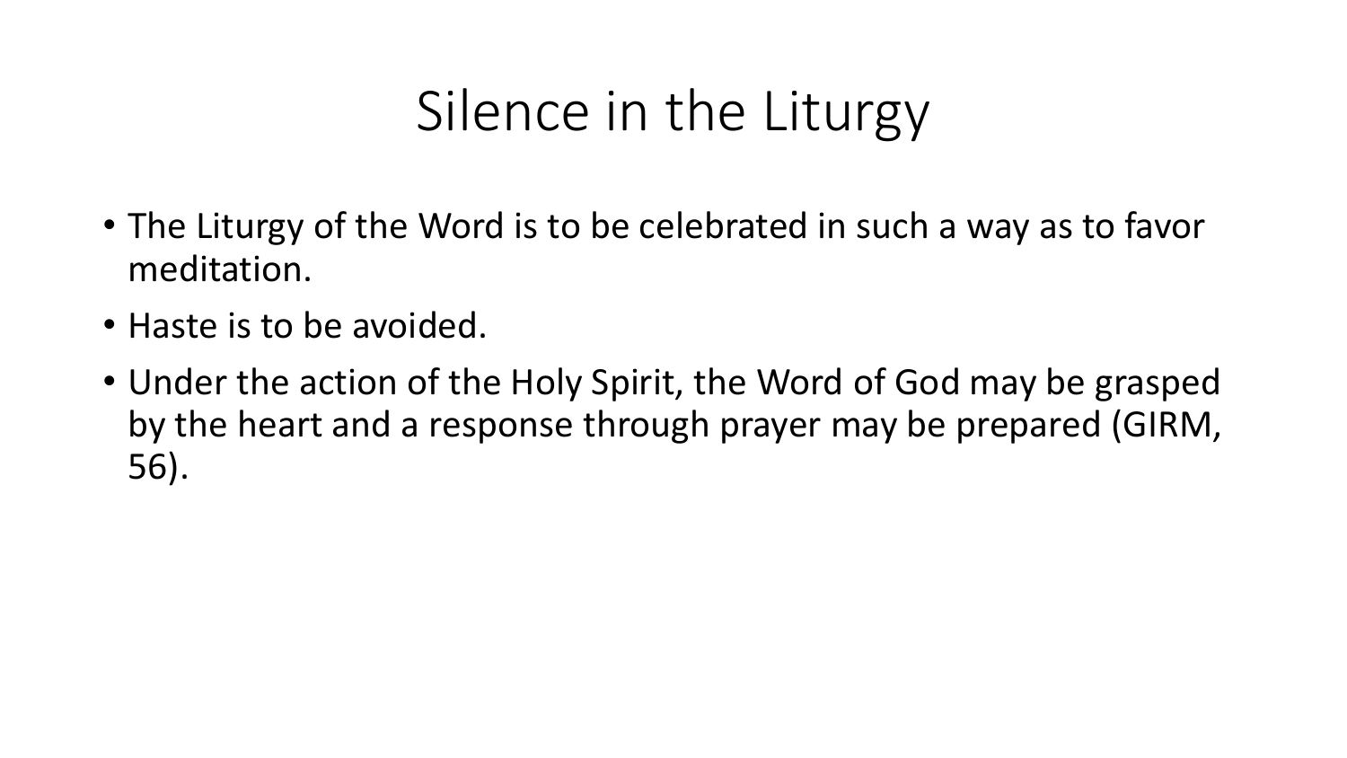# Silence in the Liturgy

- The Liturgy of the Word is to be celebrated in such a way as to favor meditation.
- Haste is to be avoided.
- Under the action of the Holy Spirit, the Word of God may be grasped by the heart and a response through prayer may be prepared (GIRM, 56).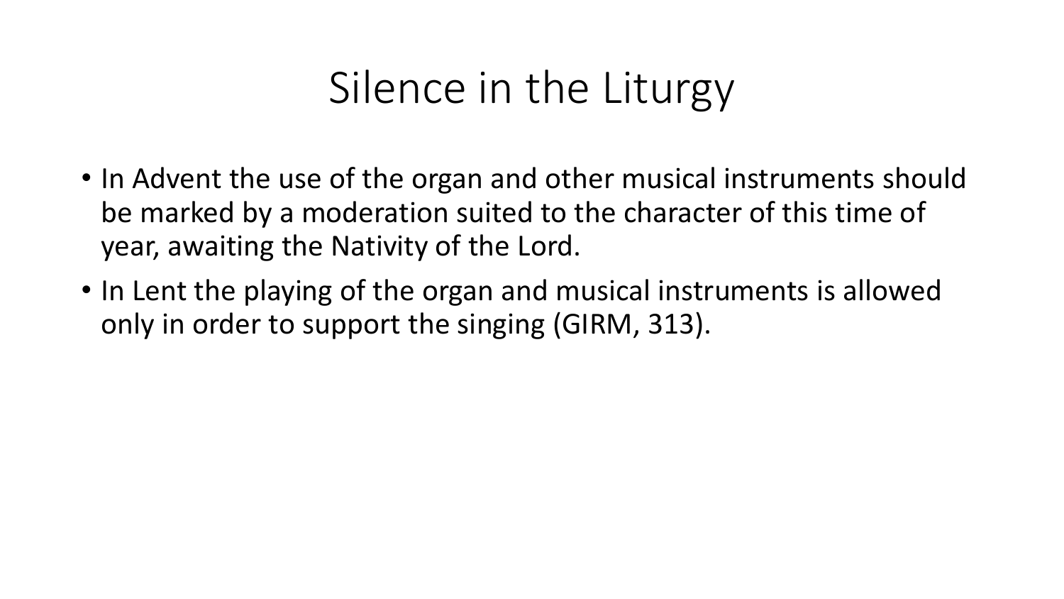# Silence in the Liturgy

- In Advent the use of the organ and other musical instruments should be marked by a moderation suited to the character of this time of year, awaiting the Nativity of the Lord.
- In Lent the playing of the organ and musical instruments is allowed only in order to support the singing (GIRM, 313).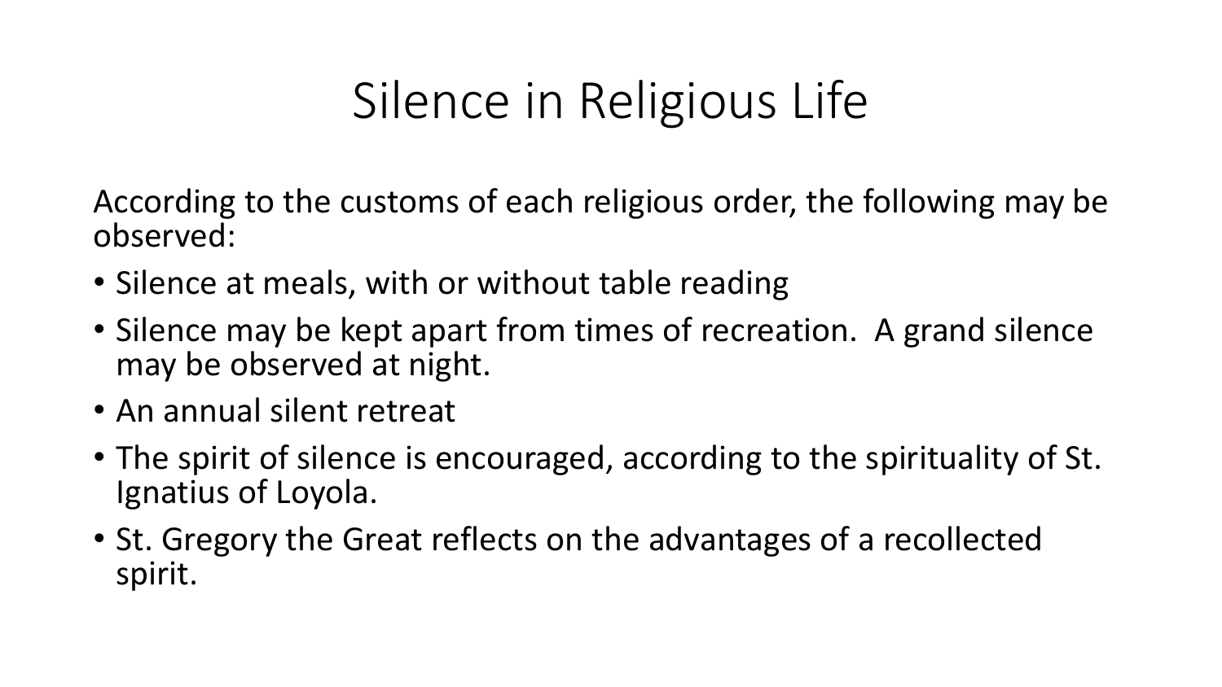# Silence in Religious Life

According to the customs of each religious order, the following may be observed:

- Silence at meals, with or without table reading
- Silence may be kept apart from times of recreation.  A grand silence may be observed at night.
- An annual silent retreat
- The spirit of silence is encouraged, according to the spirituality of St. Ignatius of Loyola.
- St. Gregory the Great reflects on the advantages of a recollected spirit.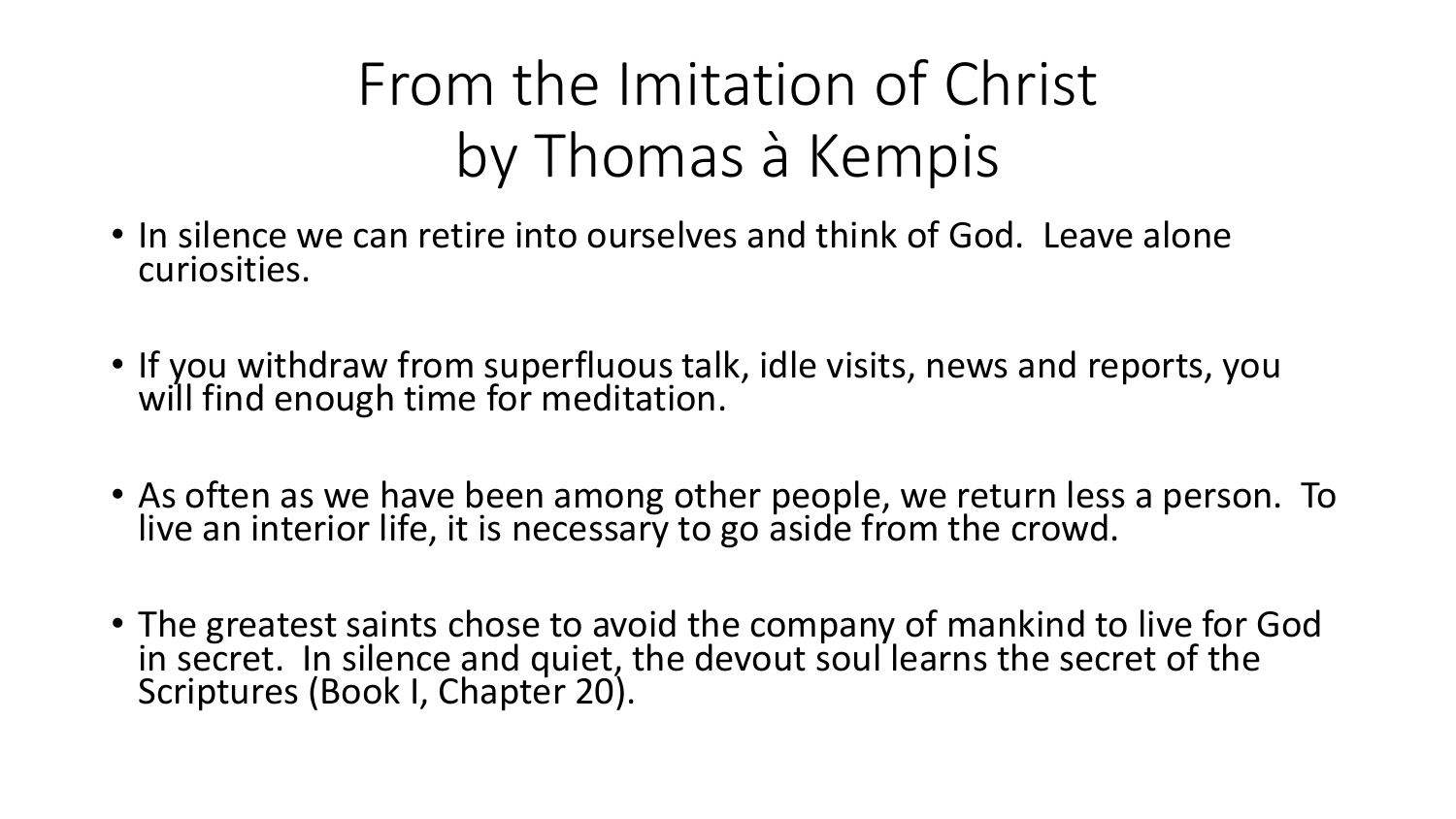# From the Imitation of Christ by Thomas à Kempis

- In silence we can retire into ourselves and think of God. Leave alone curiosities.
- If you withdraw from superfluous talk, idle visits, news and reports, you will find enough time for meditation.
- As often as we have been among other people, we return less a person. To live an interior life, it is necessary to go aside from the crowd.
- The greatest saints chose to avoid the company of mankind to live for God in secret. In silence and quiet, the devout soul learns the secret of the Scriptures (Book I, Chapter 20).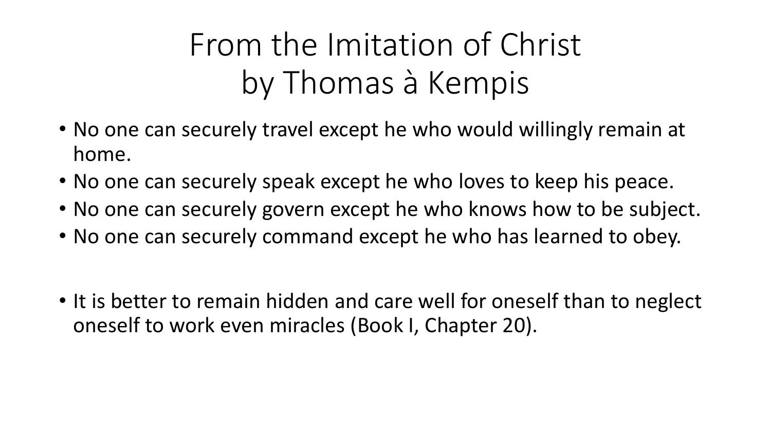# From the Imitation of Christ by Thomas à Kempis

- No one can securely travel except he who would willingly remain at home.
- No one can securely speak except he who loves to keep his peace.
- No one can securely govern except he who knows how to be subject.
- No one can securely command except he who has learned to obey.

- It is better to remain hidden and care well for oneself than to neglect oneself to work even miracles (Book I, Chapter 20).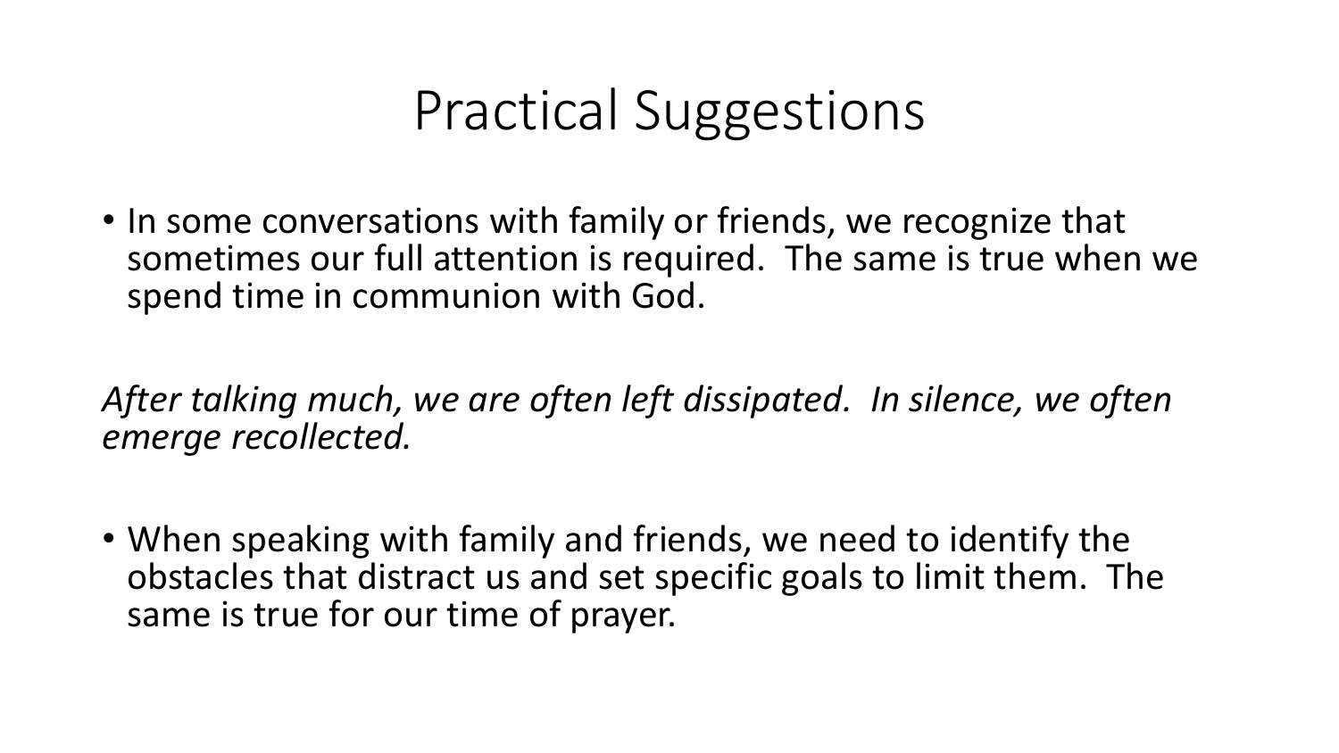# Practical Suggestions

- In some conversations with family or friends, we recognize that sometimes our full attention is required.  The same is true when we spend time in communion with God.

*After talking much, we are often left dissipated.  In silence, we often emerge recollected.*

- When speaking with family and friends, we need to identify the obstacles that distract us and set specific goals to limit them.  The same is true for our time of prayer.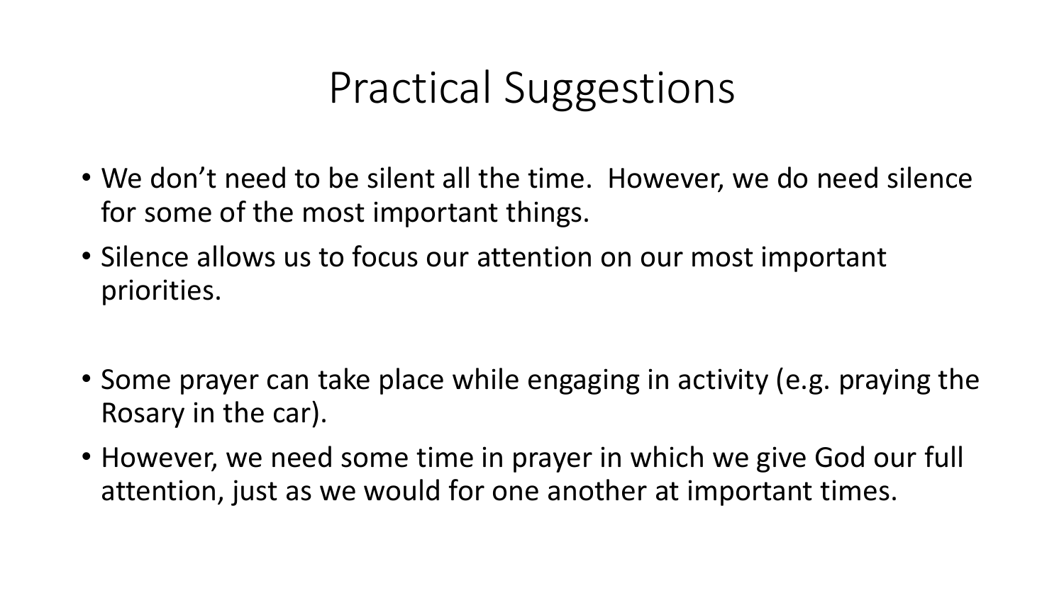# Practical Suggestions

- We don't need to be silent all the time. However, we do need silence for some of the most important things.
- Silence allows us to focus our attention on our most important priorities.

- Some prayer can take place while engaging in activity (e.g. praying the Rosary in the car).
- However, we need some time in prayer in which we give God our full attention, just as we would for one another at important times.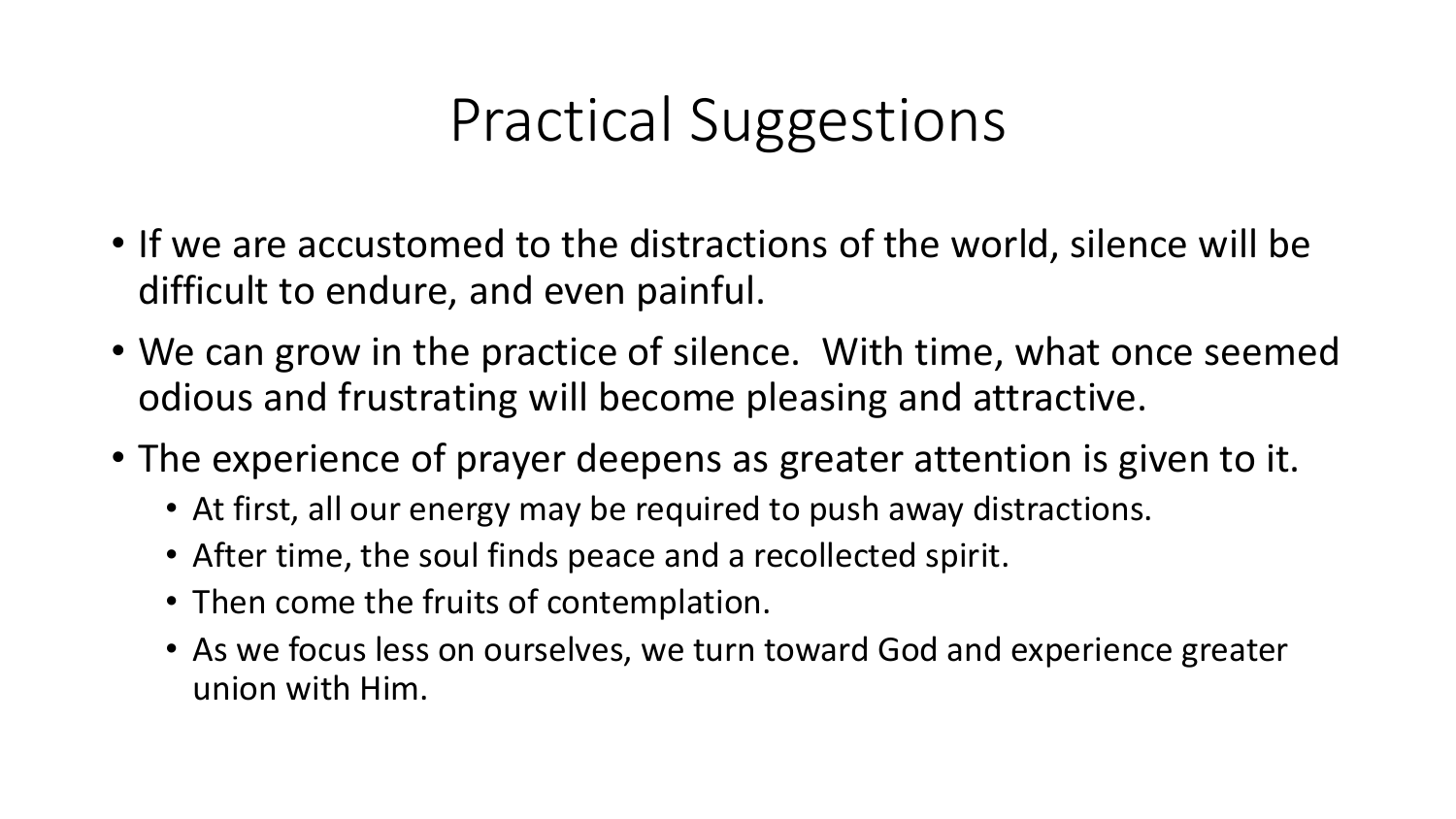# Practical Suggestions

- If we are accustomed to the distractions of the world, silence will be difficult to endure, and even painful.
- We can grow in the practice of silence.  With time, what once seemed odious and frustrating will become pleasing and attractive.
- The experience of prayer deepens as greater attention is given to it.
  - At first, all our energy may be required to push away distractions.
  - After time, the soul finds peace and a recollected spirit.
  - Then come the fruits of contemplation.
  - As we focus less on ourselves, we turn toward God and experience greater union with Him.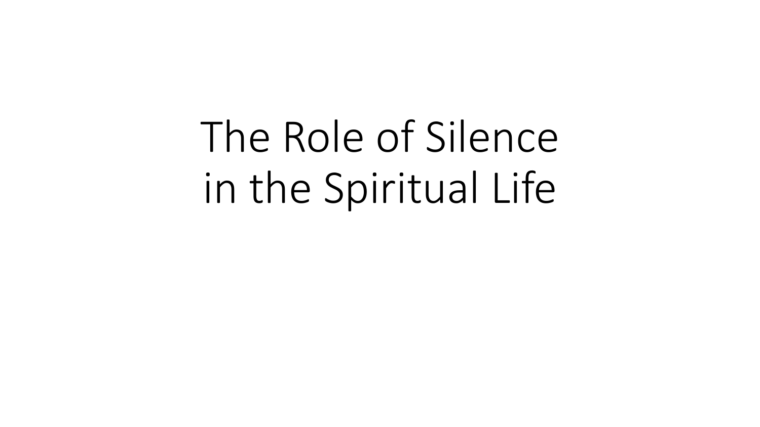# The Role of Silence in the Spiritual Life